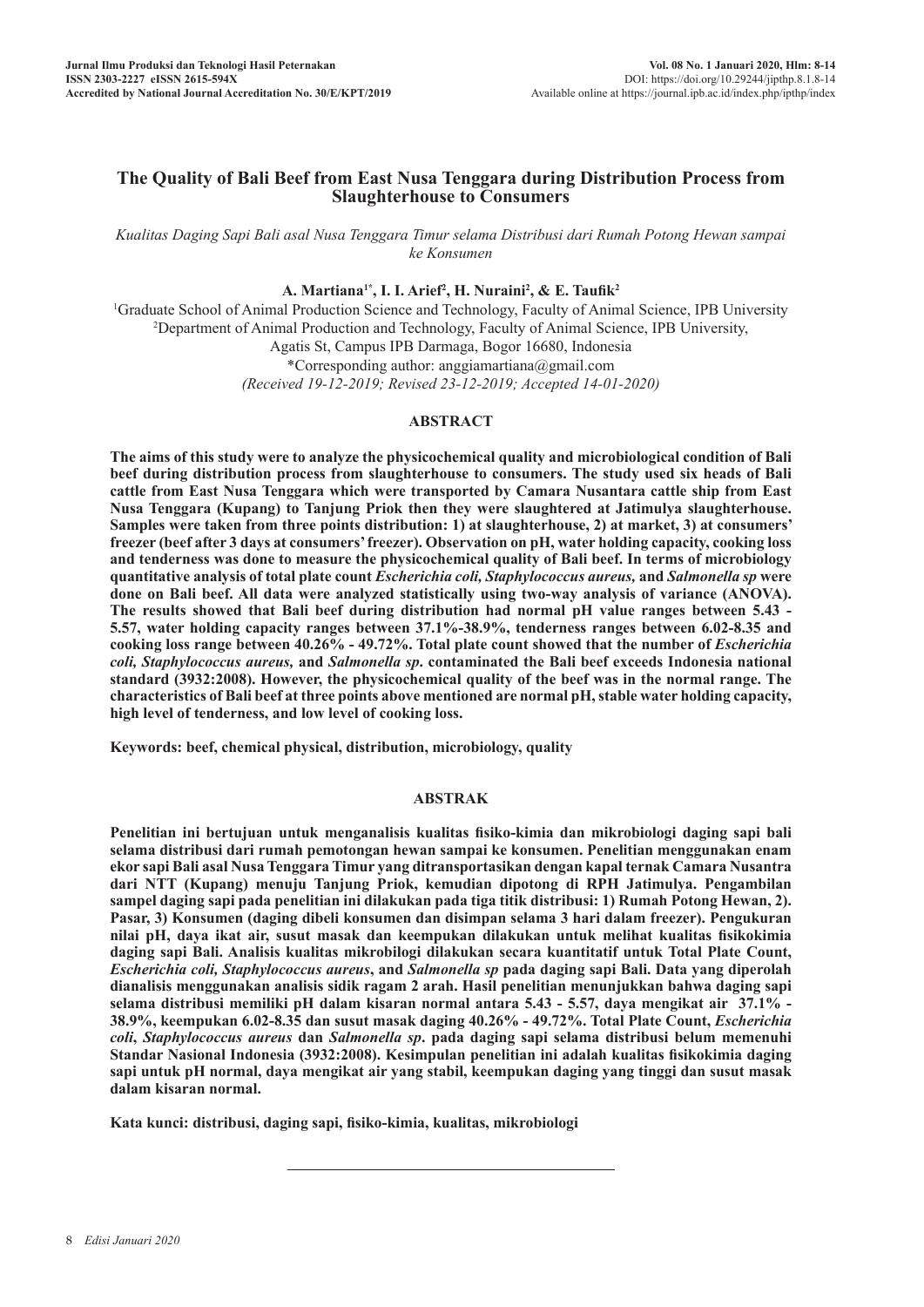# The Quality of Bali Beef from East Nusa Tenggara during Distribution Process from Slaughterhouse to Consumers

*Kualitas Daging Sapi Bali asal Nusa Tenggara Timur selama Distribusi dari Rumah Potong Hewan sampai ke Konsumen*

**A. Martiana[1*], I. I. Arief[2], H. Nuraini[2], & E. Taufik[2]**

[1]Graduate School of Animal Production Science and Technology, Faculty of Animal Science, IPB University
[2]Department of Animal Production and Technology, Faculty of Animal Science, IPB University,
Agatis St, Campus IPB Darmaga, Bogor 16680, Indonesia
*Corresponding author: anggiamartiana@gmail.com
*(Received 19-12-2019; Revised 23-12-2019; Accepted 14-01-2020)*

## ABSTRACT

**The aims of this study were to analyze the physicochemical quality and microbiological condition of Bali beef during distribution process from slaughterhouse to consumers. The study used six heads of Bali cattle from East Nusa Tenggara which were transported by Camara Nusantara cattle ship from East Nusa Tenggara (Kupang) to Tanjung Priok then they were slaughtered at Jatimulya slaughterhouse. Samples were taken from three points distribution: 1) at slaughterhouse, 2) at market, 3) at consumers' freezer (beef after 3 days at consumers' freezer). Observation on pH, water holding capacity, cooking loss and tenderness was done to measure the physicochemical quality of Bali beef. In terms of microbiology quantitative analysis of total plate count *Escherichia coli, Staphylococcus aureus,* and *Salmonella sp* were done on Bali beef. All data were analyzed statistically using two-way analysis of variance (ANOVA). The results showed that Bali beef during distribution had normal pH value ranges between 5.43 - 5.57, water holding capacity ranges between 37.1%-38.9%, tenderness ranges between 6.02-8.35 and cooking loss range between 40.26% - 49.72%. Total plate count showed that the number of *Escherichia coli, Staphylococcus aureus,* and *Salmonella sp*. contaminated the Bali beef exceeds Indonesia national standard (3932:2008). However, the physicochemical quality of the beef was in the normal range. The characteristics of Bali beef at three points above mentioned are normal pH, stable water holding capacity, high level of tenderness, and low level of cooking loss.**

**Keywords: beef, chemical physical, distribution, microbiology, quality**

## ABSTRAK

**Penelitian ini bertujuan untuk menganalisis kualitas fisiko-kimia dan mikrobiologi daging sapi bali selama distribusi dari rumah pemotongan hewan sampai ke konsumen. Penelitian menggunakan enam ekor sapi Bali asal Nusa Tenggara Timur yang ditransportasikan dengan kapal ternak Camara Nusantra dari NTT (Kupang) menuju Tanjung Priok, kemudian dipotong di RPH Jatimulya. Pengambilan sampel daging sapi pada penelitian ini dilakukan pada tiga titik distribusi: 1) Rumah Potong Hewan, 2). Pasar, 3) Konsumen (daging dibeli konsumen dan disimpan selama 3 hari dalam freezer). Pengukuran nilai pH, daya ikat air, susut masak dan keempukan dilakukan untuk melihat kualitas fisikokimia daging sapi Bali. Analisis kualitas mikrobiologi dilakukan secara kuantitatif untuk Total Plate Count, *Escherichia coli, Staphylococcus aureus*, and *Salmonella sp* pada daging sapi Bali. Data yang diperolah dianalisis menggunakan analisis sidik ragam 2 arah. Hasil penelitian menunjukkan bahwa daging sapi selama distribusi memiliki pH dalam kisaran normal antara 5.43 - 5.57, daya mengikat air 37.1% - 38.9%, keempukan 6.02-8.35 dan susut masak daging 40.26% - 49.72%. Total Plate Count, *Escherichia coli*, *Staphylococcus aureus* dan *Salmonella sp*. pada daging sapi selama distribusi belum memenuhi Standar Nasional Indonesia (3932:2008). Kesimpulan penelitian ini adalah kualitas fisikokimia daging sapi untuk pH normal, daya mengikat air yang stabil, keempukan daging yang tinggi dan susut masak dalam kisaran normal.**

**Kata kunci: distribusi, daging sapi, fisiko-kimia, kualitas, mikrobiologi**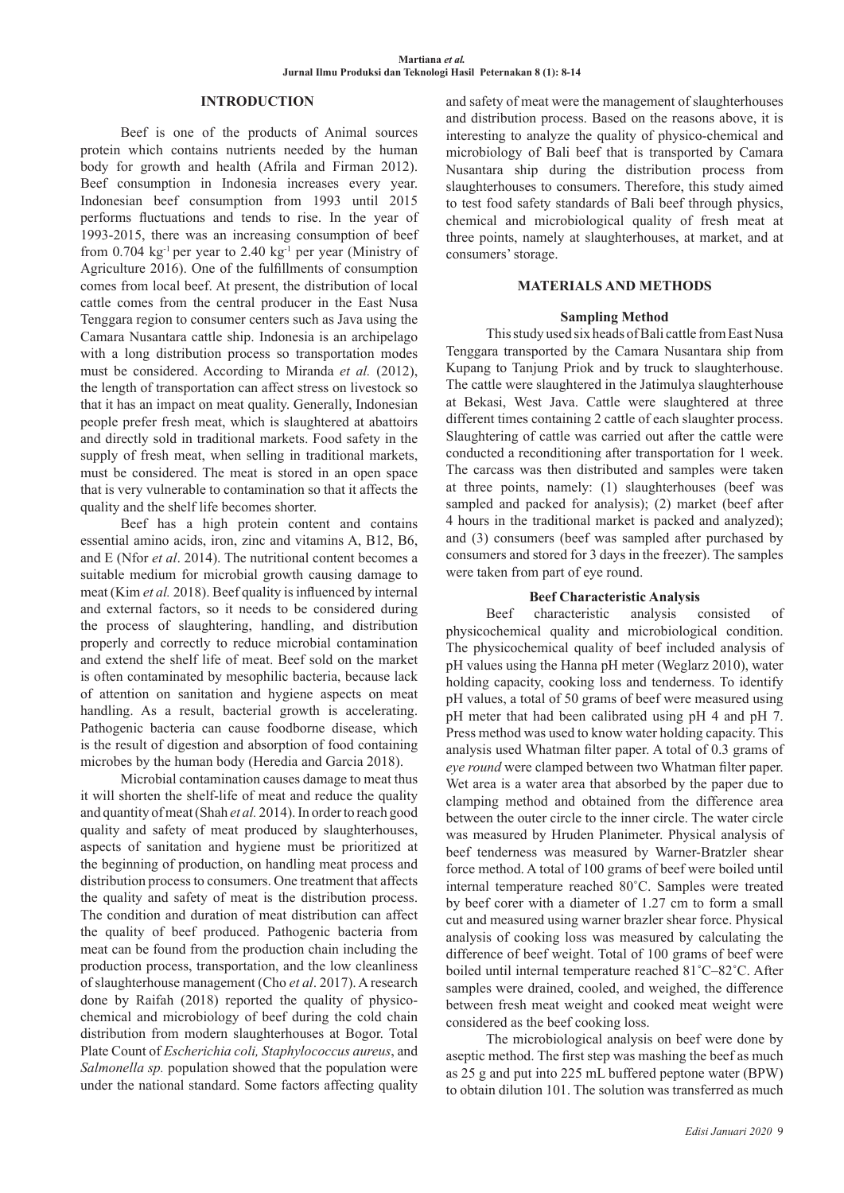## INTRODUCTION

Beef is one of the products of Animal sources protein which contains nutrients needed by the human body for growth and health (Afrila and Firman 2012). Beef consumption in Indonesia increases every year. Indonesian beef consumption from 1993 until 2015 performs fluctuations and tends to rise. In the year of 1993-2015, there was an increasing consumption of beef from 0.704 $kg^{-1}$ per year to 2.40 $kg^{-1}$ per year (Ministry of Agriculture 2016). One of the fulfillments of consumption comes from local beef. At present, the distribution of local cattle comes from the central producer in the East Nusa Tenggara region to consumer centers such as Java using the Camara Nusantara cattle ship. Indonesia is an archipelago with a long distribution process so transportation modes must be considered. According to Miranda *et al.* (2012), the length of transportation can affect stress on livestock so that it has an impact on meat quality. Generally, Indonesian people prefer fresh meat, which is slaughtered at abattoirs and directly sold in traditional markets. Food safety in the supply of fresh meat, when selling in traditional markets, must be considered. The meat is stored in an open space that is very vulnerable to contamination so that it affects the quality and the shelf life becomes shorter.

Beef has a high protein content and contains essential amino acids, iron, zinc and vitamins A, B12, B6, and E (Nfor *et al*. 2014). The nutritional content becomes a suitable medium for microbial growth causing damage to meat (Kim *et al.* 2018). Beef quality is influenced by internal and external factors, so it needs to be considered during the process of slaughtering, handling, and distribution properly and correctly to reduce microbial contamination and extend the shelf life of meat. Beef sold on the market is often contaminated by mesophilic bacteria, because lack of attention on sanitation and hygiene aspects on meat handling. As a result, bacterial growth is accelerating. Pathogenic bacteria can cause foodborne disease, which is the result of digestion and absorption of food containing microbes by the human body (Heredia and Garcia 2018).

Microbial contamination causes damage to meat thus it will shorten the shelf-life of meat and reduce the quality and quantity of meat (Shah *et al.* 2014). In order to reach good quality and safety of meat produced by slaughterhouses, aspects of sanitation and hygiene must be prioritized at the beginning of production, on handling meat process and distribution process to consumers. One treatment that affects the quality and safety of meat is the distribution process. The condition and duration of meat distribution can affect the quality of beef produced. Pathogenic bacteria from meat can be found from the production chain including the production process, transportation, and the low cleanliness of slaughterhouse management (Cho *et al*. 2017). A research done by Raifah (2018) reported the quality of physico-chemical and microbiology of beef during the cold chain distribution from modern slaughterhouses at Bogor. Total Plate Count of *Escherichia coli, Staphylococcus aureus*, and *Salmonella sp.* population showed that the population were under the national standard. Some factors affecting quality and safety of meat were the management of slaughterhouses and distribution process. Based on the reasons above, it is interesting to analyze the quality of physico-chemical and microbiology of Bali beef that is transported by Camara Nusantara ship during the distribution process from slaughterhouses to consumers. Therefore, this study aimed to test food safety standards of Bali beef through physics, chemical and microbiological quality of fresh meat at three points, namely at slaughterhouses, at market, and at consumers' storage.

## MATERIALS AND METHODS

### Sampling Method

This study used six heads of Bali cattle from East Nusa Tenggara transported by the Camara Nusantara ship from Kupang to Tanjung Priok and by truck to slaughterhouse. The cattle were slaughtered in the Jatimulya slaughterhouse at Bekasi, West Java. Cattle were slaughtered at three different times containing 2 cattle of each slaughter process. Slaughtering of cattle was carried out after the cattle were conducted a reconditioning after transportation for 1 week. The carcass was then distributed and samples were taken at three points, namely: (1) slaughterhouses (beef was sampled and packed for analysis); (2) market (beef after 4 hours in the traditional market is packed and analyzed); and (3) consumers (beef was sampled after purchased by consumers and stored for 3 days in the freezer). The samples were taken from part of eye round.

### Beef Characteristic Analysis

Beef characteristic analysis consisted of physicochemical quality and microbiological condition. The physicochemical quality of beef included analysis of pH values using the Hanna pH meter (Weglarz 2010), water holding capacity, cooking loss and tenderness. To identify pH values, a total of 50 grams of beef were measured using pH meter that had been calibrated using pH 4 and pH 7. Press method was used to know water holding capacity. This analysis used Whatman filter paper. A total of 0.3 grams of *eye round* were clamped between two Whatman filter paper. Wet area is a water area that absorbed by the paper due to clamping method and obtained from the difference area between the outer circle to the inner circle. The water circle was measured by Hruden Planimeter. Physical analysis of beef tenderness was measured by Warner-Bratzler shear force method. A total of 100 grams of beef were boiled until internal temperature reached 80˚C. Samples were treated by beef corer with a diameter of 1.27 cm to form a small cut and measured using warner brazler shear force. Physical analysis of cooking loss was measured by calculating the difference of beef weight. Total of 100 grams of beef were boiled until internal temperature reached 81˚C–82˚C. After samples were drained, cooled, and weighed, the difference between fresh meat weight and cooked meat weight were considered as the beef cooking loss.

The microbiological analysis on beef were done by aseptic method. The first step was mashing the beef as much as 25 g and put into 225 mL buffered peptone water (BPW) to obtain dilution $10^1$. The solution was transferred as much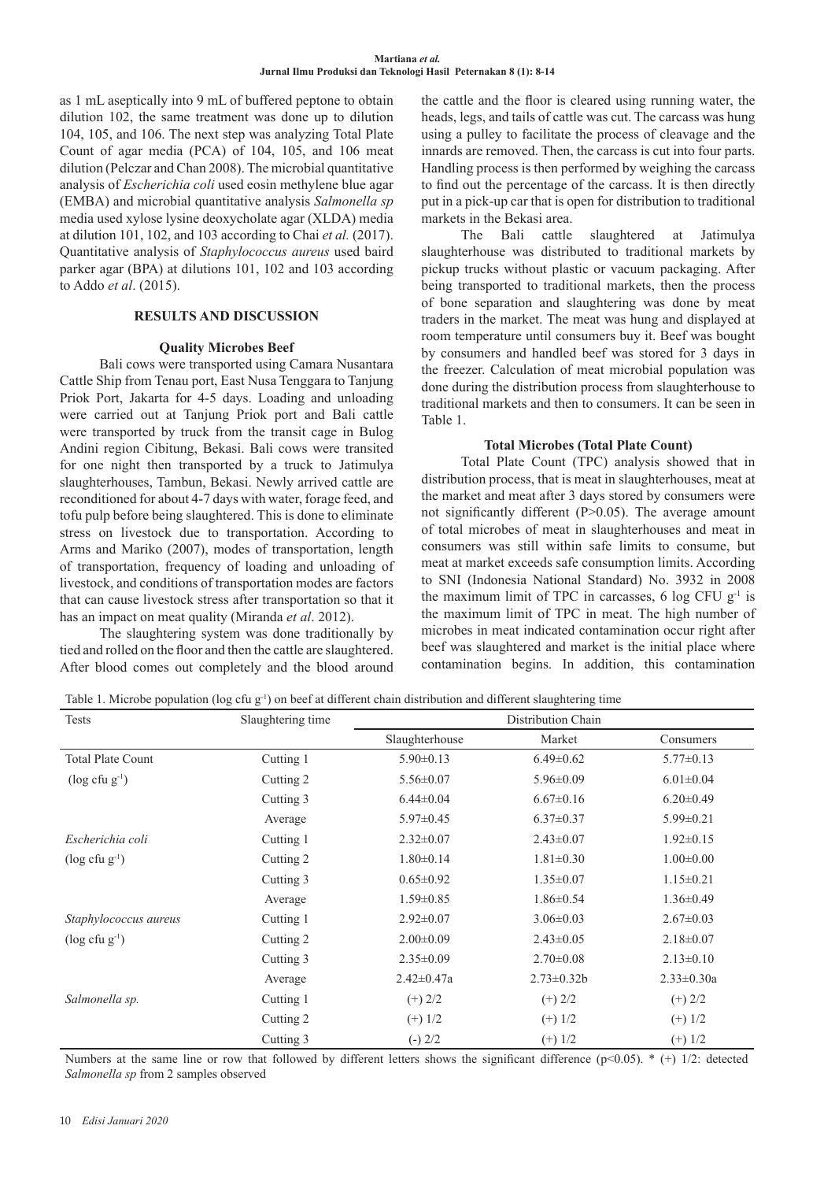as 1 mL aseptically into 9 mL of buffered peptone to obtain dilution 102, the same treatment was done up to dilution 104, 105, and 106. The next step was analyzing Total Plate Count of agar media (PCA) of 104, 105, and 106 meat dilution (Pelczar and Chan 2008). The microbial quantitative analysis of *Escherichia coli* used eosin methylene blue agar (EMBA) and microbial quantitative analysis *Salmonella sp* media used xylose lysine deoxycholate agar (XLDA) media at dilution 101, 102, and 103 according to Chai *et al.* (2017). Quantitative analysis of *Staphylococcus aureus* used baird parker agar (BPA) at dilutions 101, 102 and 103 according to Addo *et al*. (2015).

## RESULTS AND DISCUSSION

### Quality Microbes Beef

Bali cows were transported using Camara Nusantara Cattle Ship from Tenau port, East Nusa Tenggara to Tanjung Priok Port, Jakarta for 4-5 days. Loading and unloading were carried out at Tanjung Priok port and Bali cattle were transported by truck from the transit cage in Bulog Andini region Cibitung, Bekasi. Bali cows were transited for one night then transported by a truck to Jatimulya slaughterhouses, Tambun, Bekasi. Newly arrived cattle are reconditioned for about 4-7 days with water, forage feed, and tofu pulp before being slaughtered. This is done to eliminate stress on livestock due to transportation. According to Arms and Mariko (2007), modes of transportation, length of transportation, frequency of loading and unloading of livestock, and conditions of transportation modes are factors that can cause livestock stress after transportation so that it has an impact on meat quality (Miranda *et al*. 2012).

The slaughtering system was done traditionally by tied and rolled on the floor and then the cattle are slaughtered. After blood comes out completely and the blood around the cattle and the floor is cleared using running water, the heads, legs, and tails of cattle was cut. The carcass was hung using a pulley to facilitate the process of cleavage and the innards are removed. Then, the carcass is cut into four parts. Handling process is then performed by weighing the carcass to find out the percentage of the carcass. It is then directly put in a pick-up car that is open for distribution to traditional markets in the Bekasi area.

The Bali cattle slaughtered at Jatimulya slaughterhouse was distributed to traditional markets by pickup trucks without plastic or vacuum packaging. After being transported to traditional markets, then the process of bone separation and slaughtering was done by meat traders in the market. The meat was hung and displayed at room temperature until consumers buy it. Beef was bought by consumers and handled beef was stored for 3 days in the freezer. Calculation of meat microbial population was done during the distribution process from slaughterhouse to traditional markets and then to consumers. It can be seen in Table 1.

### Total Microbes (Total Plate Count)

Total Plate Count (TPC) analysis showed that in distribution process, that is meat in slaughterhouses, meat at the market and meat after 3 days stored by consumers were not significantly different ($P>0.05$). The average amount of total microbes of meat in slaughterhouses and meat in consumers was still within safe limits to consume, but meat at market exceeds safe consumption limits. According to SNI (Indonesia National Standard) No. 3932 in 2008 the maximum limit of TPC in carcasses, 6 log CFU $g^{-1}$ is the maximum limit of TPC in meat. The high number of microbes in meat indicated contamination occur right after beef was slaughtered and market is the initial place where contamination begins. In addition, this contamination

Table 1. Microbe population (log cfu $g^{-1}$) on beef at different chain distribution and different slaughtering time

| Tests | Slaughtering time | Distribution Chain | | |
|---|---|---|---|---|
| | | Slaughterhouse | Market | Consumers |
| Total Plate Count | Cutting 1 | 5.90±0.13 | 6.49±0.62 | 5.77±0.13 |
| (log cfu $g^{-1}$) | Cutting 2 | 5.56±0.07 | 5.96±0.09 | 6.01±0.04 |
| | Cutting 3 | 6.44±0.04 | 6.67±0.16 | 6.20±0.49 |
| | Average | 5.97±0.45 | 6.37±0.37 | 5.99±0.21 |
| *Escherichia coli* | Cutting 1 | 2.32±0.07 | 2.43±0.07 | 1.92±0.15 |
| (log cfu $g^{-1}$) | Cutting 2 | 1.80±0.14 | 1.81±0.30 | 1.00±0.00 |
| | Cutting 3 | 0.65±0.92 | 1.35±0.07 | 1.15±0.21 |
| | Average | 1.59±0.85 | 1.86±0.54 | 1.36±0.49 |
| *Staphylococcus aureus* | Cutting 1 | 2.92±0.07 | 3.06±0.03 | 2.67±0.03 |
| (log cfu $g^{-1}$) | Cutting 2 | 2.00±0.09 | 2.43±0.05 | 2.18±0.07 |
| | Cutting 3 | 2.35±0.09 | 2.70±0.08 | 2.13±0.10 |
| | Average | 2.42±0.47a | 2.73±0.32b | 2.33±0.30a |
| *Salmonella sp.* | Cutting 1 | (+) 2/2 | (+) 2/2 | (+) 2/2 |
| | Cutting 2 | (+) 1/2 | (+) 1/2 | (+) 1/2 |
| | Cutting 3 | (-) 2/2 | (+) 1/2 | (+) 1/2 |

Numbers at the same line or row that followed by different letters shows the significant difference ($p<0.05$). * (+) 1/2: detected *Salmonella sp* from 2 samples observed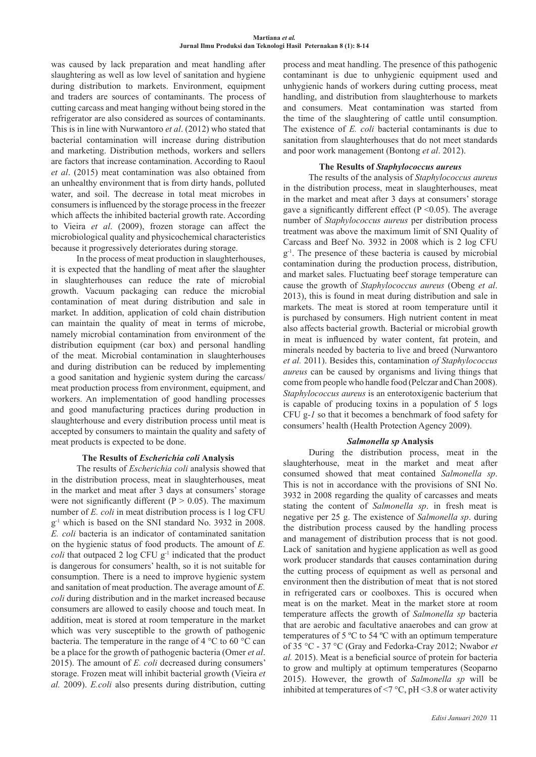was caused by lack preparation and meat handling after slaughtering as well as low level of sanitation and hygiene during distribution to markets. Environment, equipment and traders are sources of contaminants. The process of cutting carcass and meat hanging without being stored in the refrigerator are also considered as sources of contaminants. This is in line with Nurwantoro *et al*. (2012) who stated that bacterial contamination will increase during distribution and marketing. Distribution methods, workers and sellers are factors that increase contamination. According to Raoul *et al*. (2015) meat contamination was also obtained from an unhealthy environment that is from dirty hands, polluted water, and soil. The decrease in total meat microbes in consumers is influenced by the storage process in the freezer which affects the inhibited bacterial growth rate. According to Vieira *et al*. (2009), frozen storage can affect the microbiological quality and physicochemical characteristics because it progressively deteriorates during storage.

In the process of meat production in slaughterhouses, it is expected that the handling of meat after the slaughter in slaughterhouses can reduce the rate of microbial growth. Vacuum packaging can reduce the microbial contamination of meat during distribution and sale in market. In addition, application of cold chain distribution can maintain the quality of meat in terms of microbe, namely microbial contamination from environment of the distribution equipment (car box) and personal handling of the meat. Microbial contamination in slaughterhouses and during distribution can be reduced by implementing a good sanitation and hygienic system during the carcass/meat production process from environment, equipment, and workers. An implementation of good handling processes and good manufacturing practices during production in slaughterhouse and every distribution process until meat is accepted by consumers to maintain the quality and safety of meat products is expected to be done.

### The Results of *Escherichia coli* Analysis

The results of *Escherichia coli* analysis showed that in the distribution process, meat in slaughterhouses, meat in the market and meat after 3 days at consumers' storage were not significantly different ($P > 0.05$). The maximum number of *E. coli* in meat distribution process is 1 log CFU $g^{-1}$ which is based on the SNI standard No. 3932 in 2008. *E. coli* bacteria is an indicator of contaminated sanitation on the hygienic status of food products. The amount of *E. coli* that outpaced 2 log CFU $g^{-1}$ indicated that the product is dangerous for consumers' health, so it is not suitable for consumption. There is a need to improve hygienic system and sanitation of meat production. The average amount of *E. coli* during distribution and in the market increased because consumers are allowed to easily choose and touch meat. In addition, meat is stored at room temperature in the market which was very susceptible to the growth of pathogenic bacteria. The temperature in the range of 4 °C to 60 °C can be a place for the growth of pathogenic bacteria (Omer *et al*. 2015). The amount of *E. coli* decreased during consumers' storage. Frozen meat will inhibit bacterial growth (Vieira *et al.* 2009). *E.coli* also presents during distribution, cutting process and meat handling. The presence of this pathogenic contaminant is due to unhygienic equipment used and unhygienic hands of workers during cutting process, meat handling, and distribution from slaughterhouse to markets and consumers. Meat contamination was started from the time of the slaughtering of cattle until consumption. The existence of *E. coli* bacterial contaminants is due to sanitation from slaughterhouses that do not meet standards and poor work management (Bontong *et al*. 2012).

### The Results of *Staphylococcus aureus*

The results of the analysis of *Staphylococcus aureus* in the distribution process, meat in slaughterhouses, meat in the market and meat after 3 days at consumers' storage gave a significantly different effect ($P < 0.05$). The average number of *Staphylococcus aureus* per distribution process treatment was above the maximum limit of SNI Quality of Carcass and Beef No. 3932 in 2008 which is 2 log CFU $g^{-1}$. The presence of these bacteria is caused by microbial contamination during the production process, distribution, and market sales. Fluctuating beef storage temperature can cause the growth of *Staphylococcus aureus* (Obeng *et al*. 2013), this is found in meat during distribution and sale in markets. The meat is stored at room temperature until it is purchased by consumers. High nutrient content in meat also affects bacterial growth. Bacterial or microbial growth in meat is influenced by water content, fat protein, and minerals needed by bacteria to live and breed (Nurwantoro *et al.* 2011). Besides this, contamination *of Staphylococcus aureus* can be caused by organisms and living things that come from people who handle food (Pelczar and Chan 2008). *Staphylococcus aureus* is an enterotoxigenic bacterium that is capable of producing toxins in a population of 5 logs CFU g-*1* so that it becomes a benchmark of food safety for consumers' health (Health Protection Agency 2009).

### *Salmonella sp* Analysis

During the distribution process, meat in the slaughterhouse, meat in the market and meat after consumed showed that meat contained *Salmonella sp*. This is not in accordance with the provisions of SNI No. 3932 in 2008 regarding the quality of carcasses and meats stating the content of *Salmonella sp*. in fresh meat is negative per 25 g. The existence of *Salmonella sp*. during the distribution process caused by the handling process and management of distribution process that is not good. Lack of sanitation and hygiene application as well as good work producer standards that causes contamination during the cutting process of equipment as well as personal and environment then the distribution of meat that is not stored in refrigerated cars or coolboxes. This is occured when meat is on the market. Meat in the market store at room temperature affects the growth of *Salmonella sp* bacteria that are aerobic and facultative anaerobes and can grow at temperatures of 5 ºC to 54 ºC with an optimum temperature of 35 °C - 37 °C (Gray and Fedorka-Cray 2012; Nwabor *et al.* 2015). Meat is a beneficial source of protein for bacteria to grow and multiply at optimum temperatures (Seoparno 2015). However, the growth of *Salmonella sp* will be inhibited at temperatures of <7 °C, pH <3.8 or water activity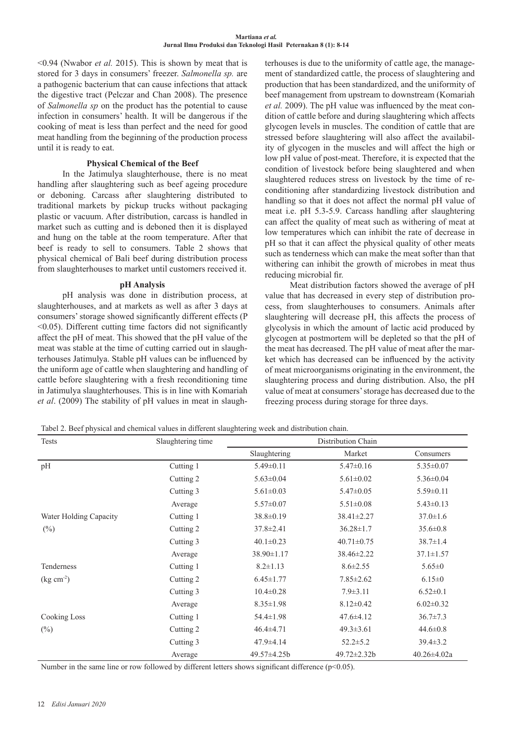<0.94 (Nwabor *et al.* 2015). This is shown by meat that is stored for 3 days in consumers' freezer. *Salmonella sp.* are a pathogenic bacterium that can cause infections that attack the digestive tract (Pelczar and Chan 2008). The presence of *Salmonella sp* on the product has the potential to cause infection in consumers' health. It will be dangerous if the cooking of meat is less than perfect and the need for good meat handling from the beginning of the production process until it is ready to eat.

### Physical Chemical of the Beef

In the Jatimulya slaughterhouse, there is no meat handling after slaughtering such as beef ageing procedure or deboning. Carcass after slaughtering distributed to traditional markets by pickup trucks without packaging plastic or vacuum. After distribution, carcass is handled in market such as cutting and is deboned then it is displayed and hung on the table at the room temperature. After that beef is ready to sell to consumers. Table 2 shows that physical chemical of Bali beef during distribution process from slaughterhouses to market until customers received it.

### pH Analysis

pH analysis was done in distribution process, at slaughterhouses, and at markets as well as after 3 days at consumers' storage showed significantly different effects (P <0.05). Different cutting time factors did not significantly affect the pH of meat. This showed that the pH value of the meat was stable at the time of cutting carried out in slaughterhouses Jatimulya. Stable pH values can be influenced by the uniform age of cattle when slaughtering and handling of cattle before slaughtering with a fresh reconditioning time in Jatimulya slaughterhouses. This is in line with Komariah *et al*. (2009) The stability of pH values in meat in slaughterhouses is due to the uniformity of cattle age, the management of standardized cattle, the process of slaughtering and production that has been standardized, and the uniformity of beef management from upstream to downstream (Komariah *et al.* 2009). The pH value was influenced by the meat condition of cattle before and during slaughtering which affects glycogen levels in muscles. The condition of cattle that are stressed before slaughtering will also affect the availability of glycogen in the muscles and will affect the high or low pH value of post-meat. Therefore, it is expected that the condition of livestock before being slaughtered and when slaughtered reduces stress on livestock by the time of reconditioning after standardizing livestock distribution and handling so that it does not affect the normal pH value of meat i.e. pH 5.3-5.9. Carcass handling after slaughtering can affect the quality of meat such as withering of meat at low temperatures which can inhibit the rate of decrease in pH so that it can affect the physical quality of other meats such as tenderness which can make the meat softer than that withering can inhibit the growth of microbes in meat thus reducing microbial fir.

Meat distribution factors showed the average of pH value that has decreased in every step of distribution process, from slaughterhouses to consumers. Animals after slaughtering will decrease pH, this affects the process of glycolysis in which the amount of lactic acid produced by glycogen at postmortem will be depleted so that the pH of the meat has decreased. The pH value of meat after the market which has decreased can be influenced by the activity of meat microorganisms originating in the environment, the slaughtering process and during distribution. Also, the pH value of meat at consumers' storage has decreased due to the freezing process during storage for three days.

Tabel 2. Beef physical and chemical values in different slaughtering week and distribution chain.

| Tests | Slaughtering time | Distribution Chain | | |
|---|---|---|---|---|
| | | Slaughtering | Market | Consumers |
| pH | Cutting 1 | 5.49±0.11 | 5.47±0.16 | 5.35±0.07 |
| | Cutting 2 | 5.63±0.04 | 5.61±0.02 | 5.36±0.04 |
| | Cutting 3 | 5.61±0.03 | 5.47±0.05 | 5.59±0.11 |
| | Average | 5.57±0.07 | 5.51±0.08 | 5.43±0.13 |
| Water Holding Capacity | Cutting 1 | 38.8±0.19 | 38.41±2.27 | 37.0±1.6 |
| (%) | Cutting 2 | 37.8±2.41 | 36.28±1.7 | 35.6±0.8 |
| | Cutting 3 | 40.1±0.23 | 40.71±0.75 | 38.7±1.4 |
| | Average | 38.90±1.17 | 38.46±2.22 | 37.1±1.57 |
| Tenderness | Cutting 1 | 8.2±1.13 | 8.6±2.55 | 5.65±0 |
| (kg $cm^{-2}$) | Cutting 2 | 6.45±1.77 | 7.85±2.62 | 6.15±0 |
| | Cutting 3 | 10.4±0.28 | 7.9±3.11 | 6.52±0.1 |
| | Average | 8.35±1.98 | 8.12±0.42 | 6.02±0.32 |
| Cooking Loss | Cutting 1 | 54.4±1.98 | 47.6±4.12 | 36.7±7.3 |
| (%) | Cutting 2 | 46.4±4.71 | 49.3±3.61 | 44.6±0.8 |
| | Cutting 3 | 47.9±4.14 | 52.2±5.2 | 39.4±3.2 |
| | Average | 49.57±4.25b | 49.72±2.32b | 40.26±4.02a |

Number in the same line or row followed by different letters shows significant difference ($p<0.05$).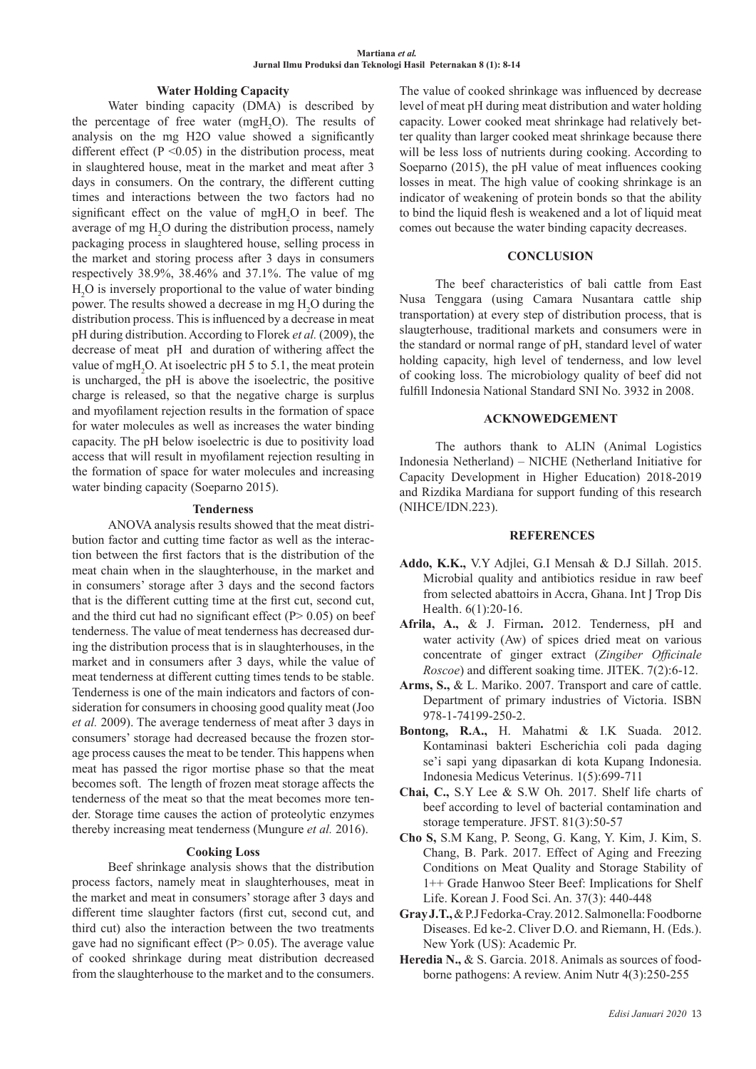### Water Holding Capacity

Water binding capacity (DMA) is described by the percentage of free water (mg$H_2O$). The results of analysis on the mg H2O value showed a significantly different effect ($P < 0.05$) in the distribution process, meat in slaughtered house, meat in the market and meat after 3 days in consumers. On the contrary, the different cutting times and interactions between the two factors had no significant effect on the value of mg$H_2O$ in beef. The average of mg $H_2O$ during the distribution process, namely packaging process in slaughtered house, selling process in the market and storing process after 3 days in consumers respectively 38.9%, 38.46% and 37.1%. The value of mg $H_2O$ is inversely proportional to the value of water binding power. The results showed a decrease in mg $H_2O$ during the distribution process. This is influenced by a decrease in meat pH during distribution. According to Florek *et al.* (2009), the decrease of meat pH and duration of withering affect the value of mg$H_2O$. At isoelectric pH 5 to 5.1, the meat protein is uncharged, the pH is above the isoelectric, the positive charge is released, so that the negative charge is surplus and myofilament rejection results in the formation of space for water molecules as well as increases the water binding capacity. The pH below isoelectric is due to positivity load access that will result in myofilament rejection resulting in the formation of space for water molecules and increasing water binding capacity (Soeparno 2015).

### Tenderness

ANOVA analysis results showed that the meat distribution factor and cutting time factor as well as the interaction between the first factors that is the distribution of the meat chain when in the slaughterhouse, in the market and in consumers' storage after 3 days and the second factors that is the different cutting time at the first cut, second cut, and the third cut had no significant effect ($P > 0.05$) on beef tenderness. The value of meat tenderness has decreased during the distribution process that is in slaughterhouses, in the market and in consumers after 3 days, while the value of meat tenderness at different cutting times tends to be stable. Tenderness is one of the main indicators and factors of consideration for consumers in choosing good quality meat (Joo *et al.* 2009). The average tenderness of meat after 3 days in consumers' storage had decreased because the frozen storage process causes the meat to be tender. This happens when meat has passed the rigor mortise phase so that the meat becomes soft. The length of frozen meat storage affects the tenderness of the meat so that the meat becomes more tender. Storage time causes the action of proteolytic enzymes thereby increasing meat tenderness (Mungure *et al.* 2016).

### Cooking Loss

Beef shrinkage analysis shows that the distribution process factors, namely meat in slaughterhouses, meat in the market and meat in consumers' storage after 3 days and different time slaughter factors (first cut, second cut, and third cut) also the interaction between the two treatments gave had no significant effect ($P > 0.05$). The average value of cooked shrinkage during meat distribution decreased from the slaughterhouse to the market and to the consumers. The value of cooked shrinkage was influenced by decrease level of meat pH during meat distribution and water holding capacity. Lower cooked meat shrinkage had relatively better quality than larger cooked meat shrinkage because there will be less loss of nutrients during cooking. According to Soeparno (2015), the pH value of meat influences cooking losses in meat. The high value of cooking shrinkage is an indicator of weakening of protein bonds so that the ability to bind the liquid flesh is weakened and a lot of liquid meat comes out because the water binding capacity decreases.

## CONCLUSION

The beef characteristics of bali cattle from East Nusa Tenggara (using Camara Nusantara cattle ship transportation) at every step of distribution process, that is slaugterhouse, traditional markets and consumers were in the standard or normal range of pH, standard level of water holding capacity, high level of tenderness, and low level of cooking loss. The microbiology quality of beef did not fulfill Indonesia National Standard SNI No. 3932 in 2008.

## ACKNOWEDGEMENT

The authors thank to ALIN (Animal Logistics Indonesia Netherland) – NICHE (Netherland Initiative for Capacity Development in Higher Education) 2018-2019 and Rizdika Mardiana for support funding of this research (NIHCE/IDN.223).

## REFERENCES

**Addo, K.K.,** V.Y Adjlei, G.I Mensah & D.J Sillah. 2015. Microbial quality and antibiotics residue in raw beef from selected abattoirs in Accra, Ghana. Int J Trop Dis Health. 6(1):20-16.

**Afrila, A.,** & J. Firman**.** 2012. Tenderness, pH and water activity (Aw) of spices dried meat on various concentrate of ginger extract (*Zingiber Officinale Roscoe*) and different soaking time. JITEK. 7(2):6-12.

**Arms, S.,** & L. Mariko. 2007. Transport and care of cattle. Department of primary industries of Victoria. ISBN 978-1-74199-250-2.

**Bontong, R.A.,** H. Mahatmi & I.K Suada. 2012. Kontaminasi bakteri Escherichia coli pada daging se'i sapi yang dipasarkan di kota Kupang Indonesia. Indonesia Medicus Veterinus. 1(5):699-711

**Chai, C.,** S.Y Lee & S.W Oh. 2017. Shelf life charts of beef according to level of bacterial contamination and storage temperature. JFST. 81(3):50-57

**Cho S,** S.M Kang, P. Seong, G. Kang, Y. Kim, J. Kim, S. Chang, B. Park. 2017. Effect of Aging and Freezing Conditions on Meat Quality and Storage Stability of 1++ Grade Hanwoo Steer Beef: Implications for Shelf Life. Korean J. Food Sci. An. 37(3): 440-448

**Gray J.T.,** & P.J Fedorka-Cray. 2012. Salmonella: Foodborne Diseases. Ed ke-2. Cliver D.O. and Riemann, H. (Eds.). New York (US): Academic Pr.

**Heredia N.,** & S. Garcia. 2018. Animals as sources of food-borne pathogens: A review. Anim Nutr 4(3):250-255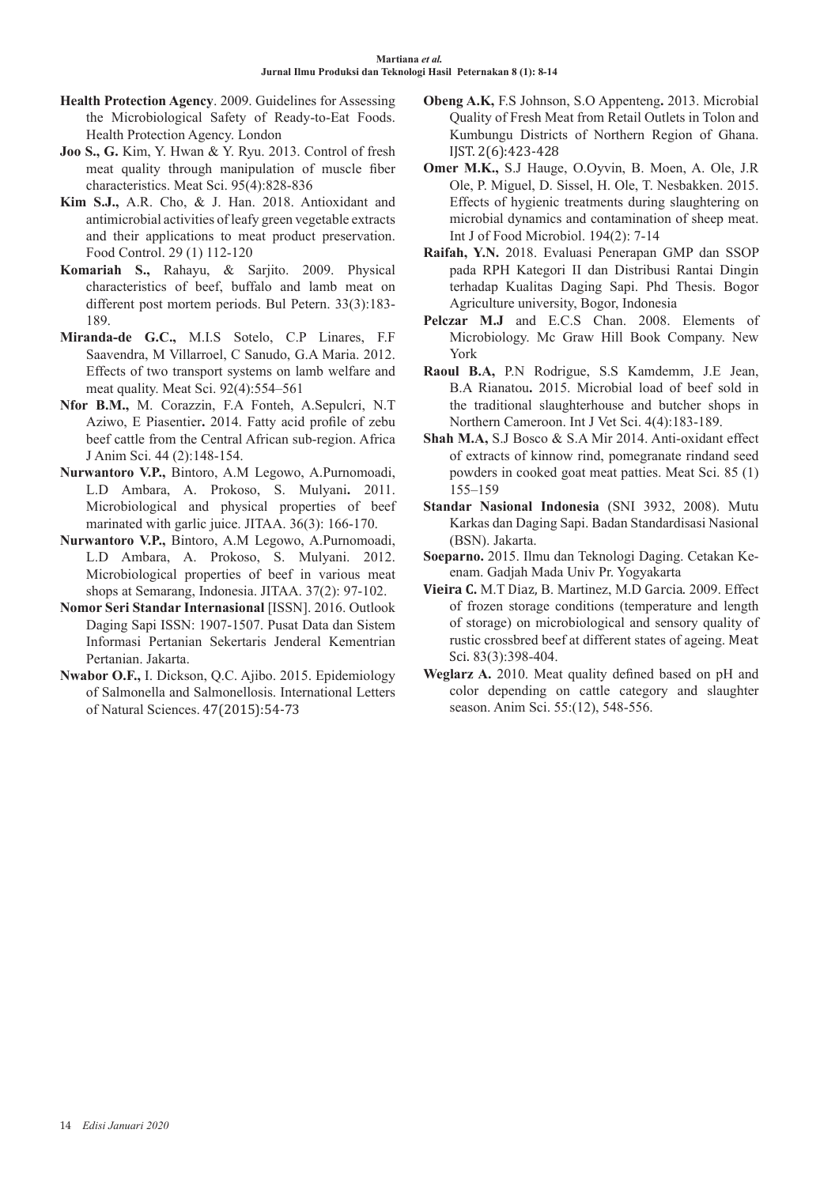**Health Protection Agency**. 2009. Guidelines for Assessing the Microbiological Safety of Ready-to-Eat Foods. Health Protection Agency. London

**Joo S., G.** Kim, Y. Hwan & Y. Ryu. 2013. Control of fresh meat quality through manipulation of muscle fiber characteristics. Meat Sci. 95(4):828-836

**Kim S.J.,** A.R. Cho, & J. Han. 2018. Antioxidant and antimicrobial activities of leafy green vegetable extracts and their applications to meat product preservation. Food Control. 29 (1) 112-120

**Komariah S.,** Rahayu, & Sarjito. 2009. Physical characteristics of beef, buffalo and lamb meat on different post mortem periods. Bul Petern. 33(3):183-189.

**Miranda-de G.C.,** M.I.S Sotelo, C.P Linares, F.F Saavendra, M Villarroel, C Sanudo, G.A Maria. 2012. Effects of two transport systems on lamb welfare and meat quality. Meat Sci. 92(4):554–561

**Nfor B.M.,** M. Corazzin, F.A Fonteh, A.Sepulcri, N.T Aziwo, E Piasentier**.** 2014. Fatty acid profile of zebu beef cattle from the Central African sub-region. Africa J Anim Sci. 44 (2):148-154.

**Nurwantoro V.P.,** Bintoro, A.M Legowo, A.Purnomoadi, L.D Ambara, A. Prokoso, S. Mulyani**.** 2011. Microbiological and physical properties of beef marinated with garlic juice. JITAA. 36(3): 166-170.

**Nurwantoro V.P.,** Bintoro, A.M Legowo, A.Purnomoadi, L.D Ambara, A. Prokoso, S. Mulyani. 2012. Microbiological properties of beef in various meat shops at Semarang, Indonesia. JITAA. 37(2): 97-102.

**Nomor Seri Standar Internasional** [ISSN]. 2016. Outlook Daging Sapi ISSN: 1907-1507. Pusat Data dan Sistem Informasi Pertanian Sekertaris Jenderal Kementrian Pertanian. Jakarta.

**Nwabor O.F.,** I. Dickson, Q.C. Ajibo. 2015. Epidemiology of Salmonella and Salmonellosis. International Letters of Natural Sciences. 47(2015):54-73

**Obeng A.K,** F.S Johnson, S.O Appenteng**.** 2013. Microbial Quality of Fresh Meat from Retail Outlets in Tolon and Kumbungu Districts of Northern Region of Ghana. IJST. 2(6):423-428

**Omer M.K.,** S.J Hauge, O.Oyvin, B. Moen, A. Ole, J.R Ole, P. Miguel, D. Sissel, H. Ole, T. Nesbakken. 2015. Effects of hygienic treatments during slaughtering on microbial dynamics and contamination of sheep meat. Int J of Food Microbiol. 194(2): 7-14

**Raifah, Y.N.** 2018. Evaluasi Penerapan GMP dan SSOP pada RPH Kategori II dan Distribusi Rantai Dingin terhadap Kualitas Daging Sapi. Phd Thesis. Bogor Agriculture university, Bogor, Indonesia

**Pelczar M.J** and E.C.S Chan. 2008. Elements of Microbiology. Mc Graw Hill Book Company. New York

**Raoul B.A,** P.N Rodrigue, S.S Kamdemm, J.E Jean, B.A Rianatou**.** 2015. Microbial load of beef sold in the traditional slaughterhouse and butcher shops in Northern Cameroon. Int J Vet Sci. 4(4):183-189.

**Shah M.A,** S.J Bosco & S.A Mir 2014. Anti-oxidant effect of extracts of kinnow rind, pomegranate rindand seed powders in cooked goat meat patties. Meat Sci. 85 (1) 155–159

**Standar Nasional Indonesia** (SNI 3932, 2008). Mutu Karkas dan Daging Sapi. Badan Standardisasi Nasional (BSN). Jakarta.

**Soeparno.** 2015. Ilmu dan Teknologi Daging. Cetakan Ke-enam. Gadjah Mada Univ Pr. Yogyakarta

**Vieira C.** M.T Diaz, B. Martinez, M.D Garcia. 2009. Effect of frozen storage conditions (temperature and length of storage) on microbiological and sensory quality of rustic crossbred beef at different states of ageing. Meat Sci. 83(3):398-404.

**Weglarz A.** 2010. Meat quality defined based on pH and color depending on cattle category and slaughter season. Anim Sci. 55:(12), 548-556.